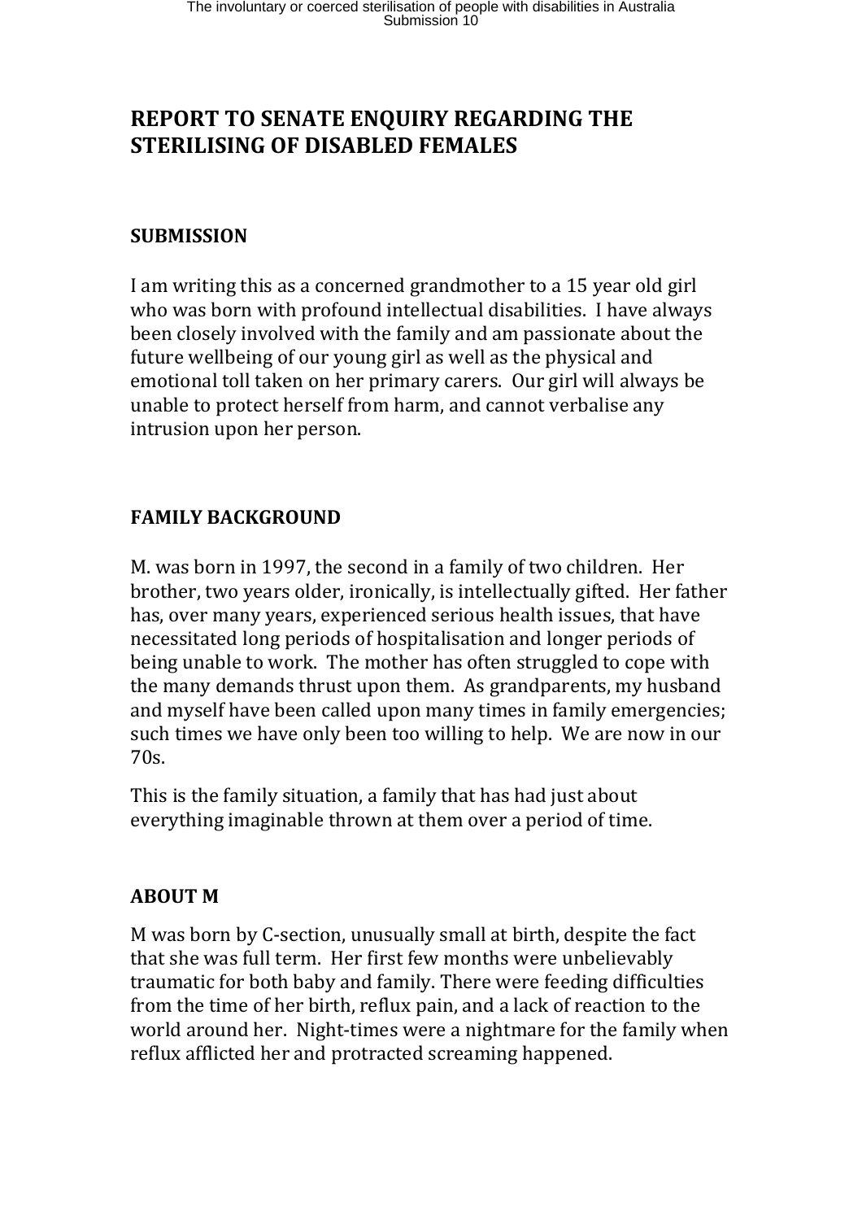# REPORT TO SENATE ENQUIRY REGARDING THE STERILISING OF DISABLED FEMALES

## SUBMISSION

I am writing this as a concerned grandmother to a 15 year old girl who was born with profound intellectual disabilities. I have always been closely involved with the family and am passionate about the future wellbeing of our young girl as well as the physical and emotional toll taken on her primary carers. Our girl will always be unable to protect herself from harm, and cannot verbalise any intrusion upon her person.

## FAMILY BACKGROUND

M. was born in 1997, the second in a family of two children. Her brother, two years older, ironically, is intellectually gifted. Her father has, over many years, experienced serious health issues, that have necessitated long periods of hospitalisation and longer periods of being unable to work. The mother has often struggled to cope with the many demands thrust upon them. As grandparents, my husband and myself have been called upon many times in family emergencies; such times we have only been too willing to help. We are now in our 70s.

This is the family situation, a family that has had just about everything imaginable thrown at them over a period of time.

## ABOUT M

M was born by C-section, unusually small at birth, despite the fact that she was full term. Her first few months were unbelievably traumatic for both baby and family. There were feeding difficulties from the time of her birth, reflux pain, and a lack of reaction to the world around her. Night-times were a nightmare for the family when reflux afflicted her and protracted screaming happened.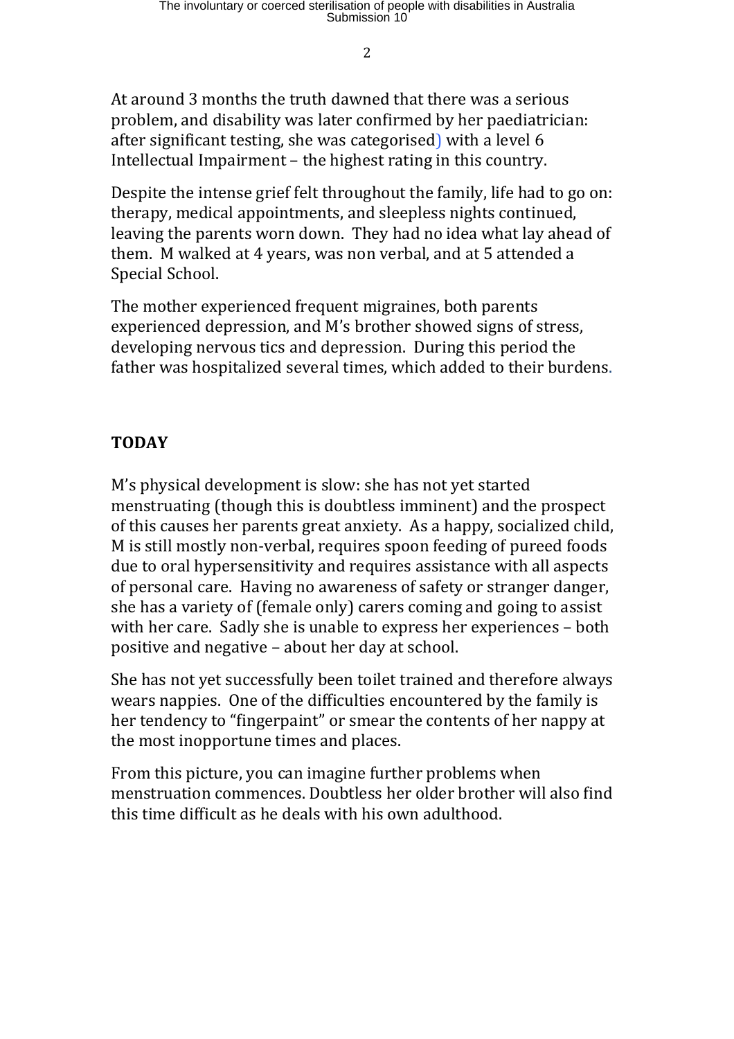At around 3 months the truth dawned that there was a serious problem, and disability was later confirmed by her paediatrician: after significant testing, she was categorised) with a level 6 Intellectual Impairment – the highest rating in this country.

Despite the intense grief felt throughout the family, life had to go on: therapy, medical appointments, and sleepless nights continued, leaving the parents worn down. They had no idea what lay ahead of them. M walked at 4 years, was non verbal, and at 5 attended a Special School.

The mother experienced frequent migraines, both parents experienced depression, and M's brother showed signs of stress, developing nervous tics and depression. During this period the father was hospitalized several times, which added to their burdens.

**TODAY**

M's physical development is slow: she has not yet started menstruating (though this is doubtless imminent) and the prospect of this causes her parents great anxiety. As a happy, socialized child, M is still mostly non-verbal, requires spoon feeding of pureed foods due to oral hypersensitivity and requires assistance with all aspects of personal care. Having no awareness of safety or stranger danger, she has a variety of (female only) carers coming and going to assist with her care. Sadly she is unable to express her experiences – both positive and negative – about her day at school.

She has not yet successfully been toilet trained and therefore always wears nappies. One of the difficulties encountered by the family is her tendency to "fingerpaint" or smear the contents of her nappy at the most inopportune times and places.

From this picture, you can imagine further problems when menstruation commences. Doubtless her older brother will also find this time difficult as he deals with his own adulthood.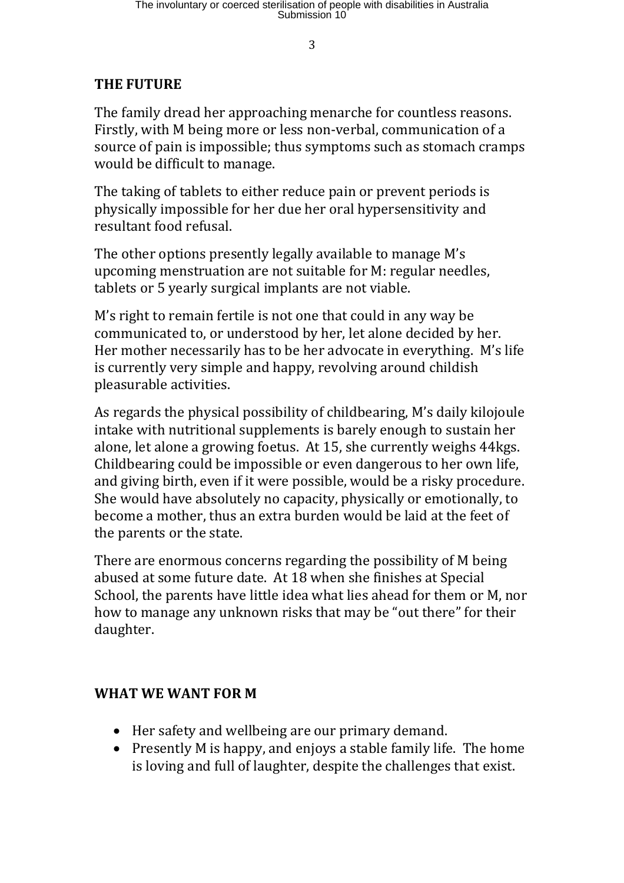## THE FUTURE

The family dread her approaching menarche for countless reasons. Firstly, with M being more or less non-verbal, communication of a source of pain is impossible; thus symptoms such as stomach cramps would be difficult to manage.

The taking of tablets to either reduce pain or prevent periods is physically impossible for her due her oral hypersensitivity and resultant food refusal.

The other options presently legally available to manage M's upcoming menstruation are not suitable for M: regular needles, tablets or 5 yearly surgical implants are not viable.

M's right to remain fertile is not one that could in any way be communicated to, or understood by her, let alone decided by her. Her mother necessarily has to be her advocate in everything. M's life is currently very simple and happy, revolving around childish pleasurable activities.

As regards the physical possibility of childbearing, M's daily kilojoule intake with nutritional supplements is barely enough to sustain her alone, let alone a growing foetus. At 15, she currently weighs 44kgs. Childbearing could be impossible or even dangerous to her own life, and giving birth, even if it were possible, would be a risky procedure. She would have absolutely no capacity, physically or emotionally, to become a mother, thus an extra burden would be laid at the feet of the parents or the state.

There are enormous concerns regarding the possibility of M being abused at some future date. At 18 when she finishes at Special School, the parents have little idea what lies ahead for them or M, nor how to manage any unknown risks that may be "out there" for their daughter.

## WHAT WE WANT FOR M

- Her safety and wellbeing are our primary demand.
- Presently M is happy, and enjoys a stable family life. The home is loving and full of laughter, despite the challenges that exist.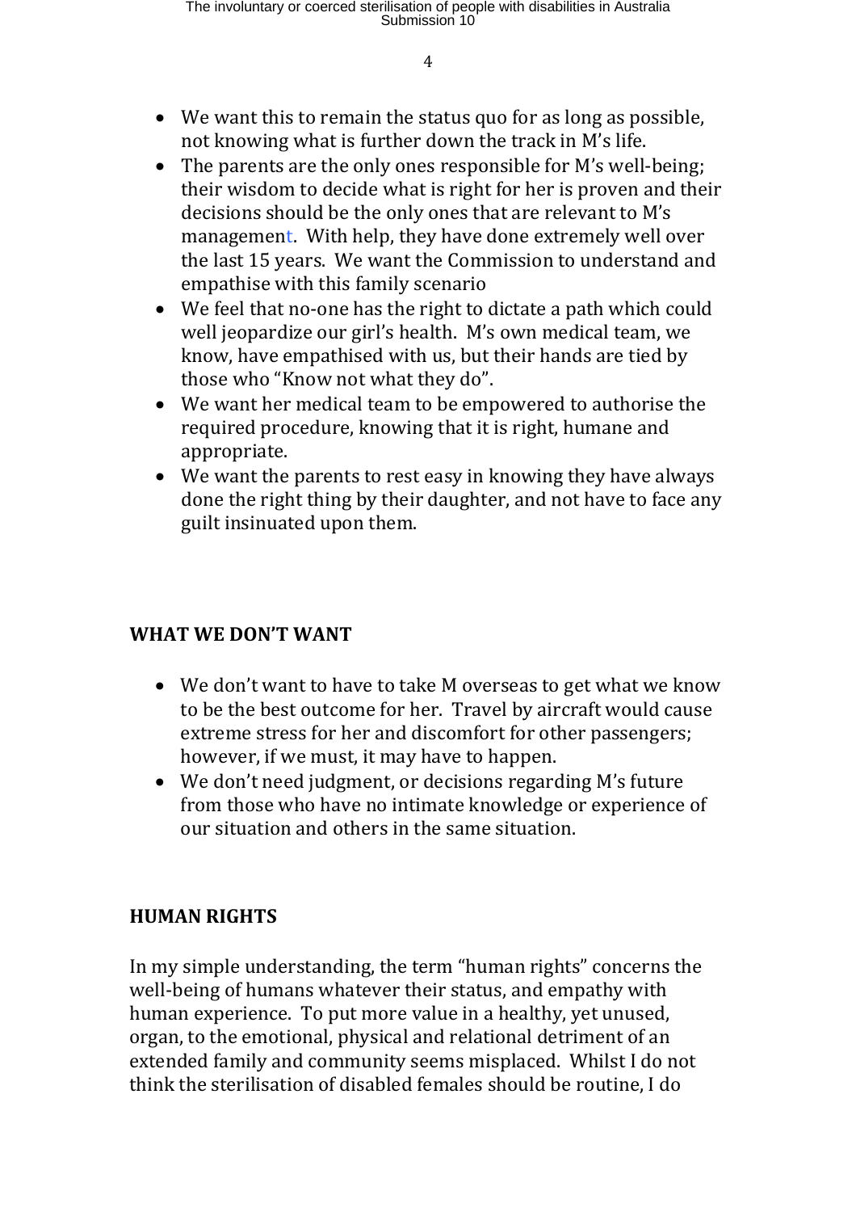- We want this to remain the status quo for as long as possible, not knowing what is further down the track in M's life.
- The parents are the only ones responsible for M's well-being; their wisdom to decide what is right for her is proven and their decisions should be the only ones that are relevant to M's management. With help, they have done extremely well over the last 15 years. We want the Commission to understand and empathise with this family scenario
- We feel that no-one has the right to dictate a path which could well jeopardize our girl's health. M's own medical team, we know, have empathised with us, but their hands are tied by those who "Know not what they do".
- We want her medical team to be empowered to authorise the required procedure, knowing that it is right, humane and appropriate.
- We want the parents to rest easy in knowing they have always done the right thing by their daughter, and not have to face any guilt insinuated upon them.

**WHAT WE DON'T WANT**

- We don't want to have to take M overseas to get what we know to be the best outcome for her. Travel by aircraft would cause extreme stress for her and discomfort for other passengers; however, if we must, it may have to happen.
- We don't need judgment, or decisions regarding M's future from those who have no intimate knowledge or experience of our situation and others in the same situation.

**HUMAN RIGHTS**

In my simple understanding, the term "human rights" concerns the well-being of humans whatever their status, and empathy with human experience. To put more value in a healthy, yet unused, organ, to the emotional, physical and relational detriment of an extended family and community seems misplaced. Whilst I do not think the sterilisation of disabled females should be routine, I do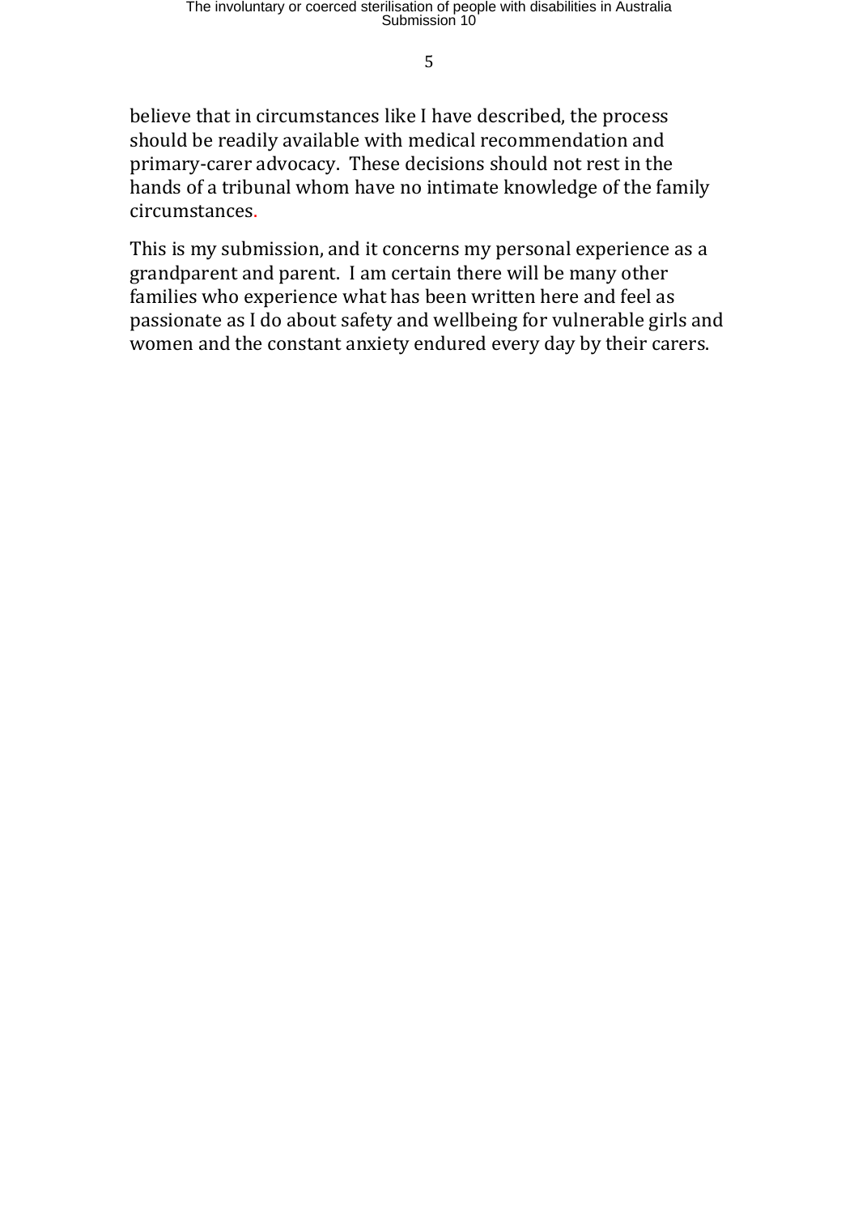believe that in circumstances like I have described, the process should be readily available with medical recommendation and primary-carer advocacy. These decisions should not rest in the hands of a tribunal whom have no intimate knowledge of the family circumstances.

This is my submission, and it concerns my personal experience as a grandparent and parent. I am certain there will be many other families who experience what has been written here and feel as passionate as I do about safety and wellbeing for vulnerable girls and women and the constant anxiety endured every day by their carers.